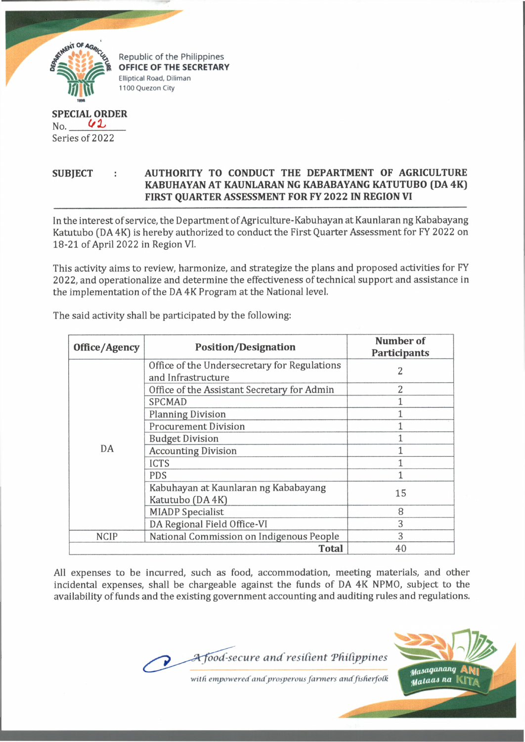Republic of the Philippines
**OFFICE OF THE SECRETARY**
Elliptical Road, Diliman
1100 Quezon City

**SPECIAL ORDER**
No. 62
Series of 2022

**SUBJECT : AUTHORITY TO CONDUCT THE DEPARTMENT OF AGRICULTURE KABUHAYAN AT KAUNLARAN NG KABABAYANG KATUTUBO (DA 4K) FIRST QUARTER ASSESSMENT FOR FY 2022 IN REGION VI**

In the interest of service, the Department of Agriculture-Kabuhayan at Kaunlaran ng Kababayang Katutubo (DA 4K) is hereby authorized to conduct the First Quarter Assessment for FY 2022 on 18-21 of April 2022 in Region VI.

This activity aims to review, harmonize, and strategize the plans and proposed activities for FY 2022, and operationalize and determine the effectiveness of technical support and assistance in the implementation of the DA 4K Program at the National level.

The said activity shall be participated by the following:

| Office/Agency | Position/Designation | Number of Participants |
|---|---|---|
| DA | Office of the Undersecretary for Regulations and Infrastructure | 2 |
| | Office of the Assistant Secretary for Admin | 2 |
| | SPCMAD | 1 |
| | Planning Division | 1 |
| | Procurement Division | 1 |
| | Budget Division | 1 |
| | Accounting Division | 1 |
| | ICTS | 1 |
| | PDS | 1 |
| | Kabuhayan at Kaunlaran ng Kababayang Katutubo (DA 4K) | 15 |
| | MIADP Specialist | 8 |
| | DA Regional Field Office-VI | 3 |
| NCIP | National Commission on Indigenous People | 3 |
| | **Total** | 40 |

All expenses to be incurred, such as food, accommodation, meeting materials, and other incidental expenses, shall be chargeable against the funds of DA 4K NPMO, subject to the availability of funds and the existing government accounting and auditing rules and regulations.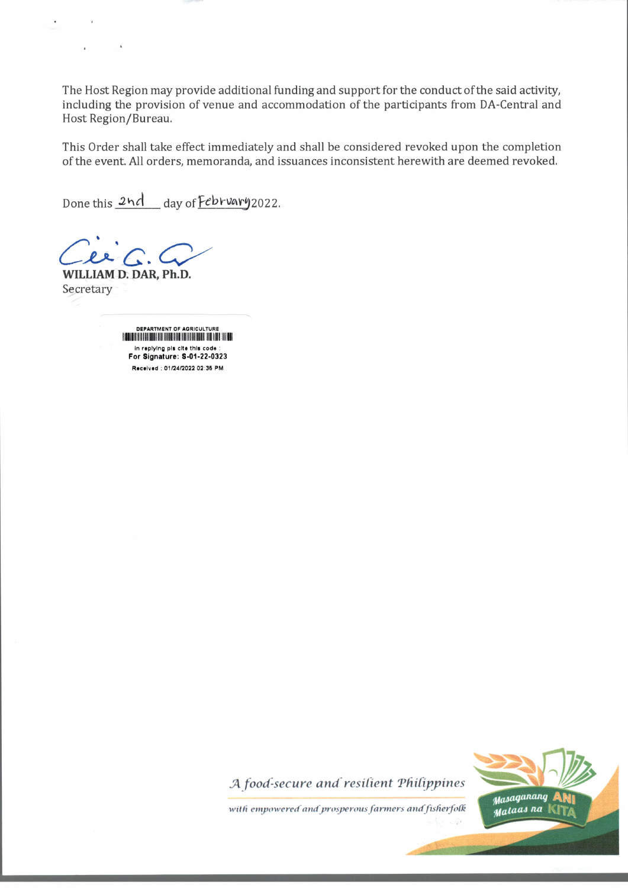The Host Region may provide additional funding and support for the conduct of the said activity, including the provision of venue and accommodation of the participants from DA-Central and Host Region/Bureau.

This Order shall take effect immediately and shall be considered revoked upon the completion of the event. All orders, memoranda, and issuances inconsistent herewith are deemed revoked.

Done this 2nd day of February 2022.

**WILLIAM D. DAR, Ph.D.**
Secretary

DEPARTMENT OF AGRICULTURE
in replying pls cite this code :
**For Signature: S-01-22-0323**
Received : 01/24/2022 02:35 PM

*A food-secure and resilient Philippines*

*with empowered and prosperous farmers and fisherfolk*

Masaganang ANI Mataas na KITA